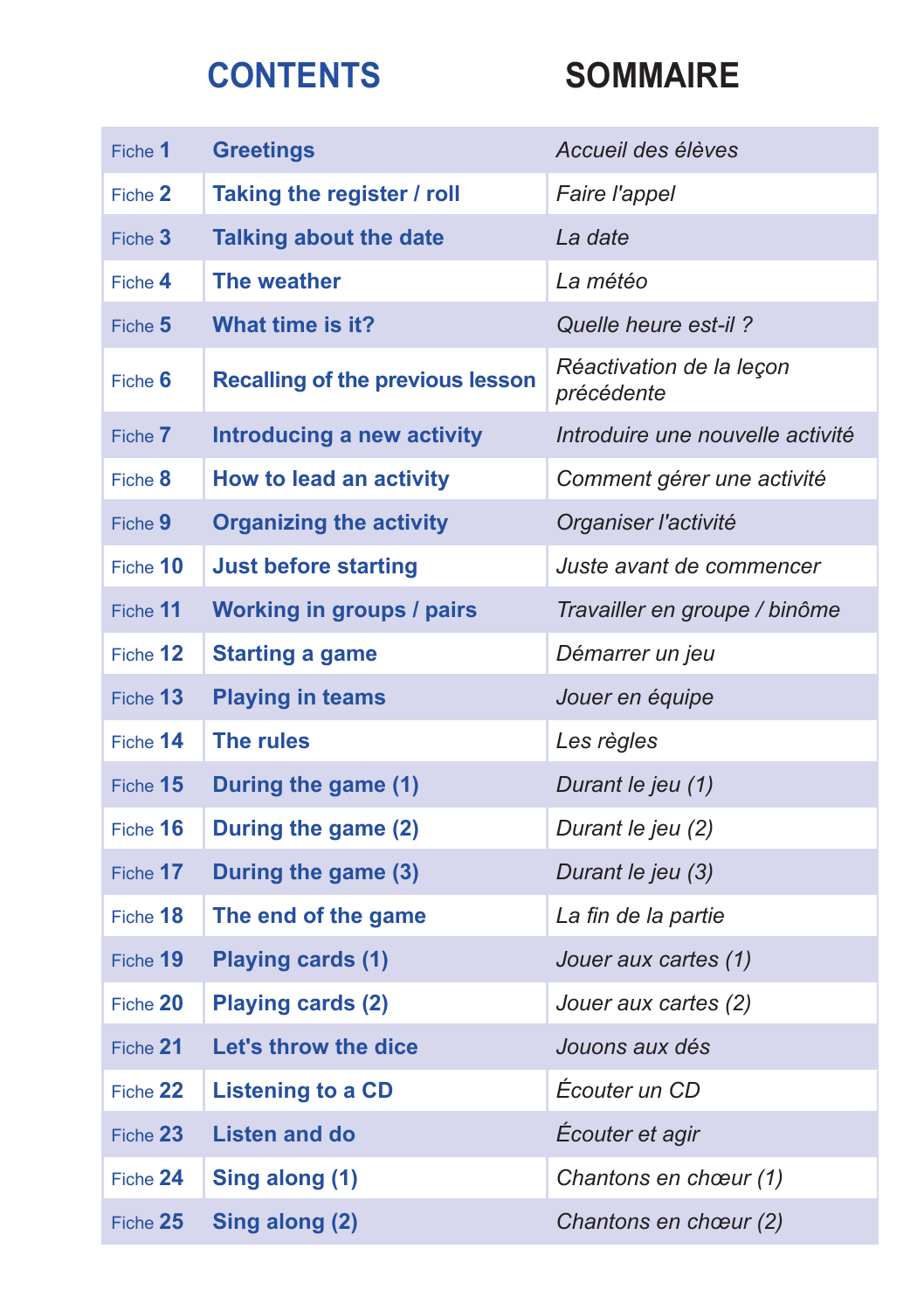# CONTENTS / SOMMAIRE

| | CONTENTS | SOMMAIRE |
|---|---|---|
| Fiche **1** | **Greetings** | *Accueil des élèves* |
| Fiche **2** | **Taking the register / roll** | *Faire l'appel* |
| Fiche **3** | **Talking about the date** | *La date* |
| Fiche **4** | **The weather** | *La météo* |
| Fiche **5** | **What time is it?** | *Quelle heure est-il ?* |
| Fiche **6** | **Recalling of the previous lesson** | *Réactivation de la leçon précédente* |
| Fiche **7** | **Introducing a new activity** | *Introduire une nouvelle activité* |
| Fiche **8** | **How to lead an activity** | *Comment gérer une activité* |
| Fiche **9** | **Organizing the activity** | *Organiser l'activité* |
| Fiche **10** | **Just before starting** | *Juste avant de commencer* |
| Fiche **11** | **Working in groups / pairs** | *Travailler en groupe / binôme* |
| Fiche **12** | **Starting a game** | *Démarrer un jeu* |
| Fiche **13** | **Playing in teams** | *Jouer en équipe* |
| Fiche **14** | **The rules** | *Les règles* |
| Fiche **15** | **During the game (1)** | *Durant le jeu (1)* |
| Fiche **16** | **During the game (2)** | *Durant le jeu (2)* |
| Fiche **17** | **During the game (3)** | *Durant le jeu (3)* |
| Fiche **18** | **The end of the game** | *La fin de la partie* |
| Fiche **19** | **Playing cards (1)** | *Jouer aux cartes (1)* |
| Fiche **20** | **Playing cards (2)** | *Jouer aux cartes (2)* |
| Fiche **21** | **Let's throw the dice** | *Jouons aux dés* |
| Fiche **22** | **Listening to a CD** | *Écouter un CD* |
| Fiche **23** | **Listen and do** | *Écouter et agir* |
| Fiche **24** | **Sing along (1)** | *Chantons en chœur (1)* |
| Fiche **25** | **Sing along (2)** | *Chantons en chœur (2)* |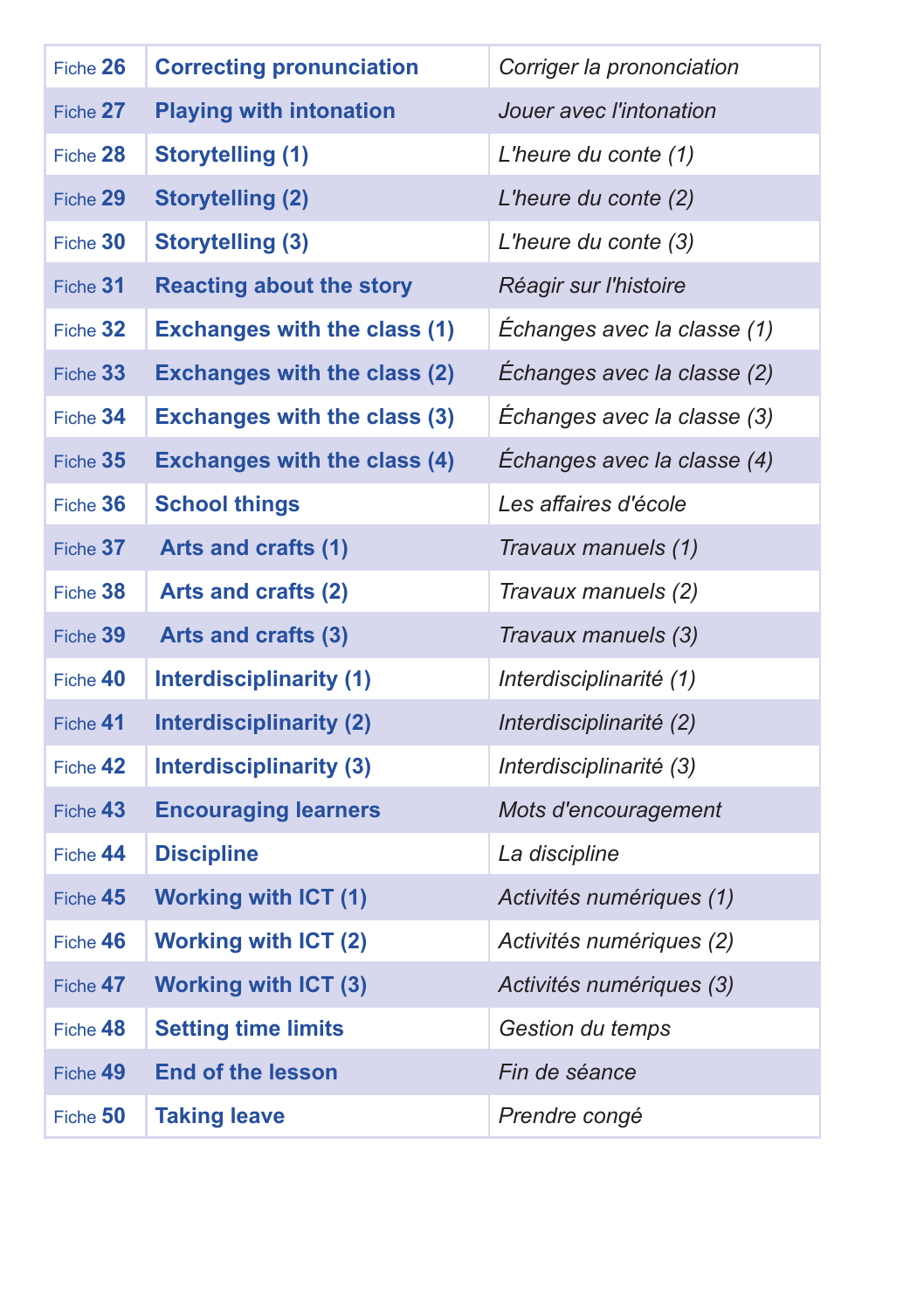| | | |
|---|---|---|
| Fiche **26** | **Correcting pronunciation** | *Corriger la prononciation* |
| Fiche **27** | **Playing with intonation** | *Jouer avec l'intonation* |
| Fiche **28** | **Storytelling (1)** | *L'heure du conte (1)* |
| Fiche **29** | **Storytelling (2)** | *L'heure du conte (2)* |
| Fiche **30** | **Storytelling (3)** | *L'heure du conte (3)* |
| Fiche **31** | **Reacting about the story** | *Réagir sur l'histoire* |
| Fiche **32** | **Exchanges with the class (1)** | *Échanges avec la classe (1)* |
| Fiche **33** | **Exchanges with the class (2)** | *Échanges avec la classe (2)* |
| Fiche **34** | **Exchanges with the class (3)** | *Échanges avec la classe (3)* |
| Fiche **35** | **Exchanges with the class (4)** | *Échanges avec la classe (4)* |
| Fiche **36** | **School things** | *Les affaires d'école* |
| Fiche **37** | **Arts and crafts (1)** | *Travaux manuels (1)* |
| Fiche **38** | **Arts and crafts (2)** | *Travaux manuels (2)* |
| Fiche **39** | **Arts and crafts (3)** | *Travaux manuels (3)* |
| Fiche **40** | **Interdisciplinarity (1)** | *Interdisciplinarité (1)* |
| Fiche **41** | **Interdisciplinarity (2)** | *Interdisciplinarité (2)* |
| Fiche **42** | **Interdisciplinarity (3)** | *Interdisciplinarité (3)* |
| Fiche **43** | **Encouraging learners** | *Mots d'encouragement* |
| Fiche **44** | **Discipline** | *La discipline* |
| Fiche **45** | **Working with ICT (1)** | *Activités numériques (1)* |
| Fiche **46** | **Working with ICT (2)** | *Activités numériques (2)* |
| Fiche **47** | **Working with ICT (3)** | *Activités numériques (3)* |
| Fiche **48** | **Setting time limits** | *Gestion du temps* |
| Fiche **49** | **End of the lesson** | *Fin de séance* |
| Fiche **50** | **Taking leave** | *Prendre congé* |